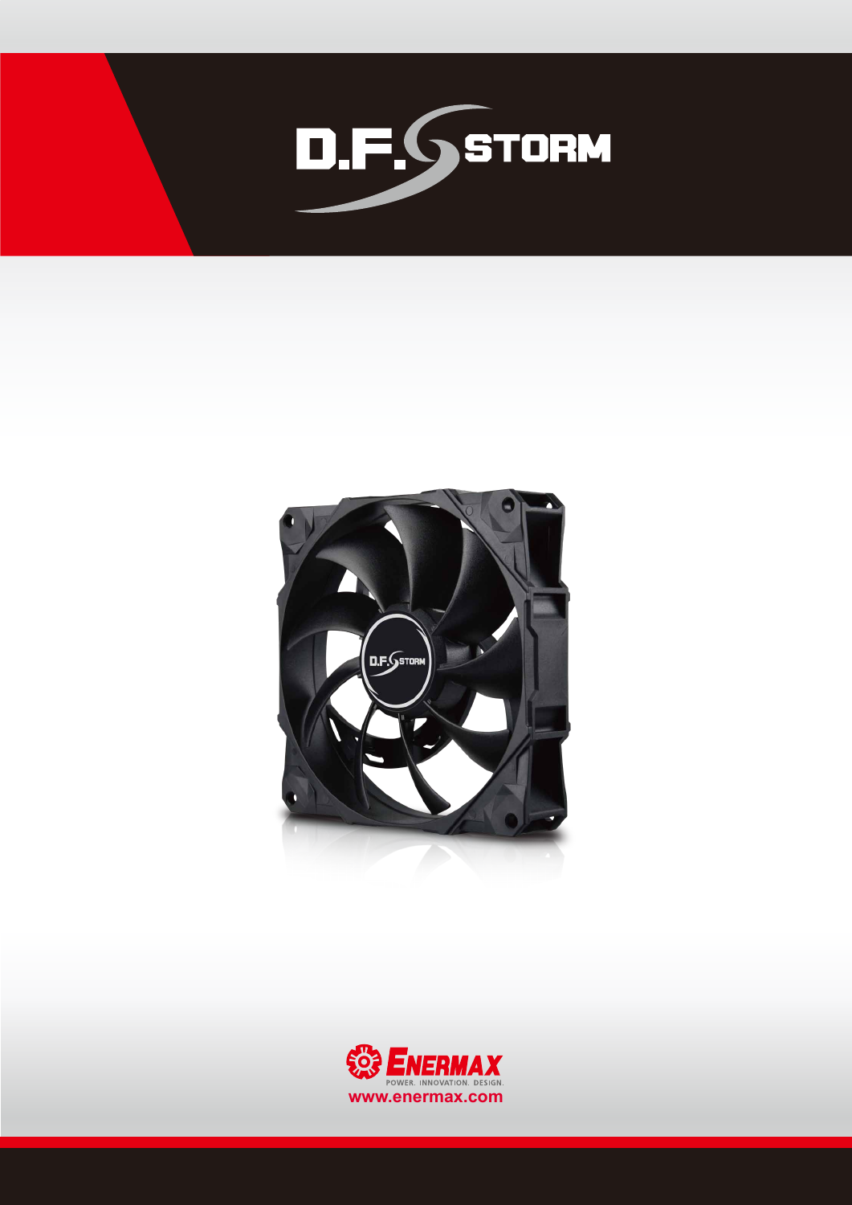# D.F. STORM

ENERMAX

POWER. INNOVATION. DESIGN.

www.enermax.com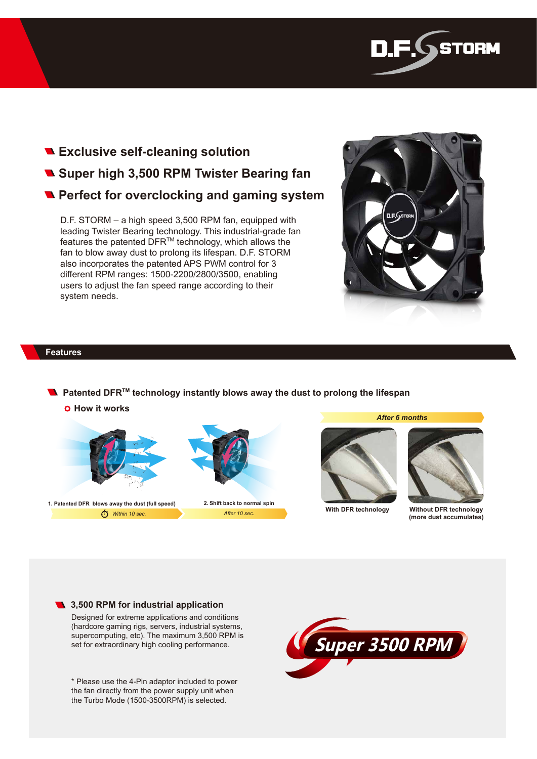- **Exclusive self-cleaning solution**
- **Super high 3,500 RPM Twister Bearing fan**
- **Perfect for overclocking and gaming system**

D.F. STORM – a high speed 3,500 RPM fan, equipped with leading Twister Bearing technology. This industrial-grade fan features the patented DFR™ technology, which allows the fan to blow away dust to prolong its lifespan. D.F. STORM also incorporates the patented APS PWM control for 3 different RPM ranges: 1500-2200/2800/3500, enabling users to adjust the fan speed range according to their system needs.

## Features

### Patented DFR™ technology instantly blows away the dust to prolong the lifespan

**How it works**

1. Patented DFR blows away the dust (full speed) — *Within 10 sec.*
2. Shift back to normal spin — *After 10 sec.*

*After 6 months*

With DFR technology

Without DFR technology (more dust accumulates)

### 3,500 RPM for industrial application

Designed for extreme applications and conditions (hardcore gaming rigs, servers, industrial systems, supercomputing, etc). The maximum 3,500 RPM is set for extraordinary high cooling performance.

\* Please use the 4-Pin adaptor included to power the fan directly from the power supply unit when the Turbo Mode (1500-3500RPM) is selected.

Super 3500 RPM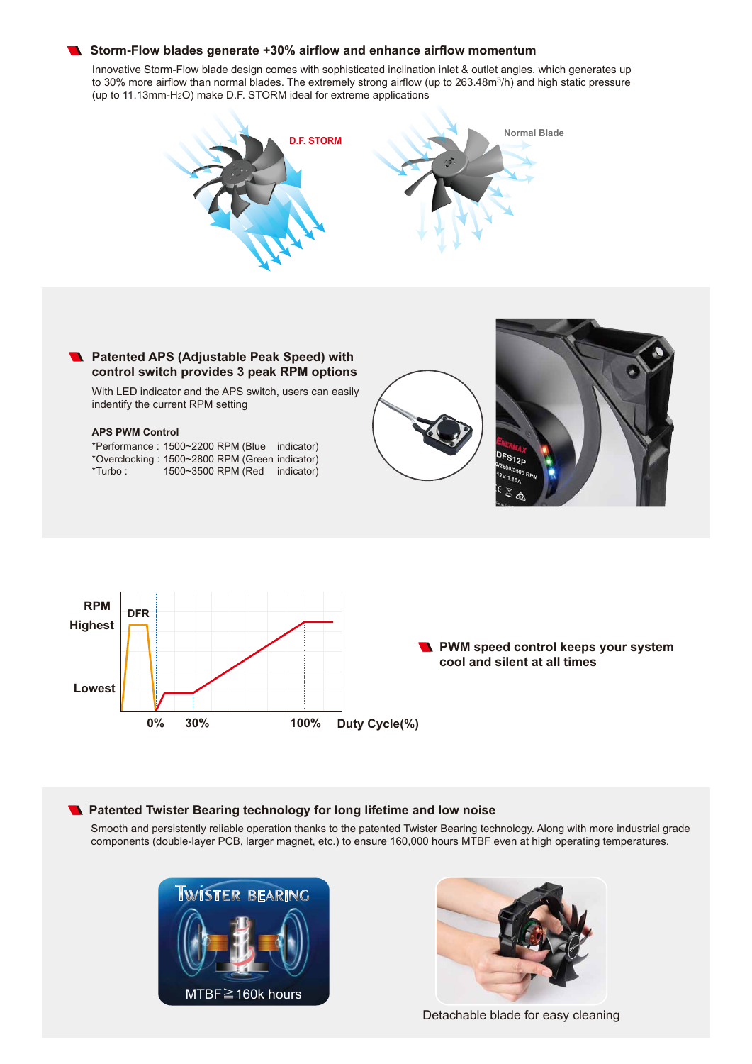## Storm-Flow blades generate +30% airflow and enhance airflow momentum

Innovative Storm-Flow blade design comes with sophisticated inclination inlet & outlet angles, which generates up to 30% more airflow than normal blades. The extremely strong airflow (up to 263.48m$^3$/h) and high static pressure (up to 11.13mm-$H_2O$) make D.F. STORM ideal for extreme applications

D.F. STORM

Normal Blade

## Patented APS (Adjustable Peak Speed) with control switch provides 3 peak RPM options

With LED indicator and the APS switch, users can easily indentify the current RPM setting

**APS PWM Control**

*Performance : 1500~2200 RPM (Blue indicator)
*Overclocking : 1500~2800 RPM (Green indicator)
*Turbo : 1500~3500 RPM (Red indicator)

RPM Highest Lowest DFR 0% 30% 100% Duty Cycle(%)

## PWM speed control keeps your system cool and silent at all times

## Patented Twister Bearing technology for long lifetime and low noise

Smooth and persistently reliable operation thanks to the patented Twister Bearing technology. Along with more industrial grade components (double-layer PCB, larger magnet, etc.) to ensure 160,000 hours MTBF even at high operating temperatures.

TWISTER BEARING

MTBF≧160k hours

Detachable blade for easy cleaning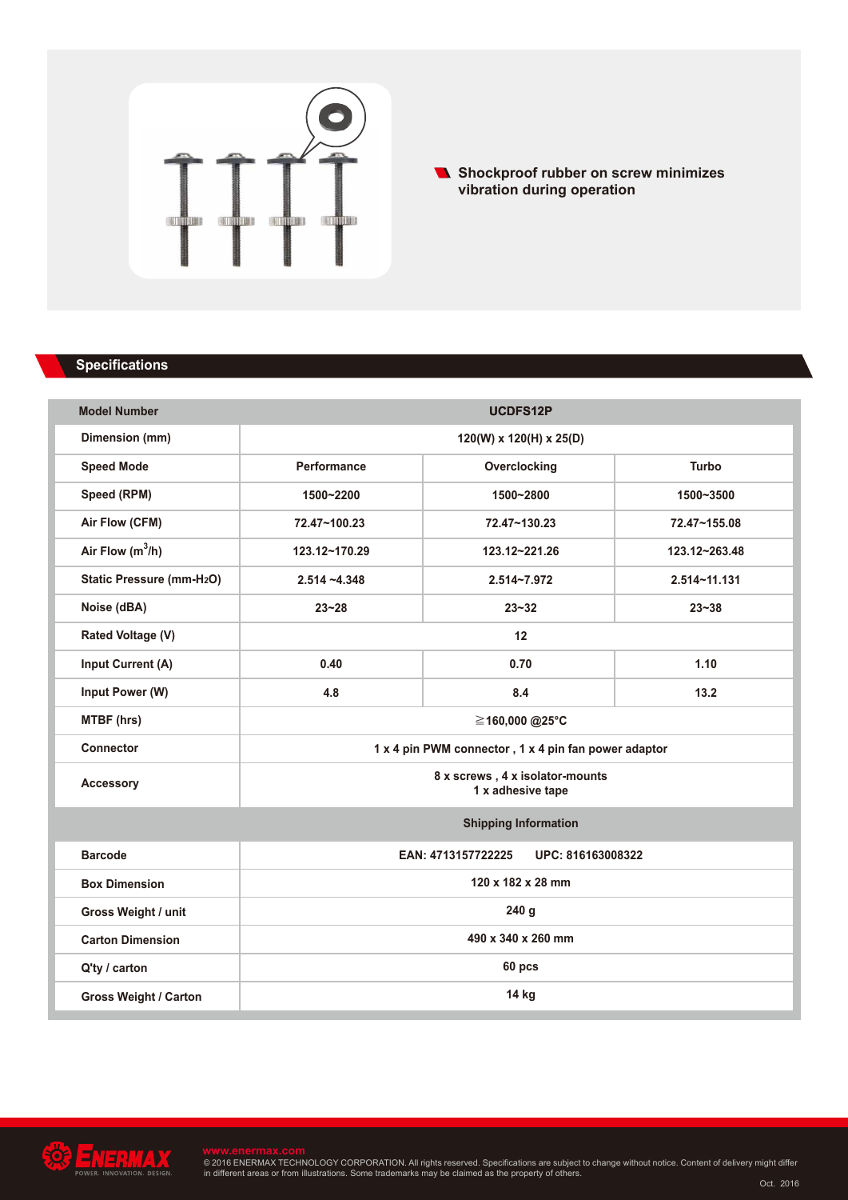Shockproof rubber on screw minimizes vibration during operation

## Specifications

| Model Number | UCDFS12P | | |
|---|---|---|---|
| Dimension (mm) | 120(W) x 120(H) x 25(D) | | |
| Speed Mode | Performance | Overclocking | Turbo |
| Speed (RPM) | 1500~2200 | 1500~2800 | 1500~3500 |
| Air Flow (CFM) | 72.47~100.23 | 72.47~130.23 | 72.47~155.08 |
| Air Flow ($m^3/h$) | 123.12~170.29 | 123.12~221.26 | 123.12~263.48 |
| Static Pressure (mm-$H_2O$) | 2.514 ~4.348 | 2.514~7.972 | 2.514~11.131 |
| Noise (dBA) | 23~28 | 23~32 | 23~38 |
| Rated Voltage (V) | 12 | | |
| Input Current (A) | 0.40 | 0.70 | 1.10 |
| Input Power (W) | 4.8 | 8.4 | 13.2 |
| MTBF (hrs) | ≧160,000 @25°C | | |
| Connector | 1 x 4 pin PWM connector , 1 x 4 pin fan power adaptor | | |
| Accessory | 8 x screws , 4 x isolator-mounts<br>1 x adhesive tape | | |
| | Shipping Information | | |
| Barcode | EAN: 4713157722225 UPC: 816163008322 | | |
| Box Dimension | 120 x 182 x 28 mm | | |
| Gross Weight / unit | 240 g | | |
| Carton Dimension | 490 x 340 x 260 mm | | |
| Q'ty / carton | 60 pcs | | |
| Gross Weight / Carton | 14 kg | | |

ENERMAX POWER. INNOVATION. DESIGN.

www.enermax.com

© 2016 ENERMAX TECHNOLOGY CORPORATION. All rights reserved. Specifications are subject to change without notice. Content of delivery might differ in different areas or from illustrations. Some trademarks may be claimed as the property of others.

Oct. 2016